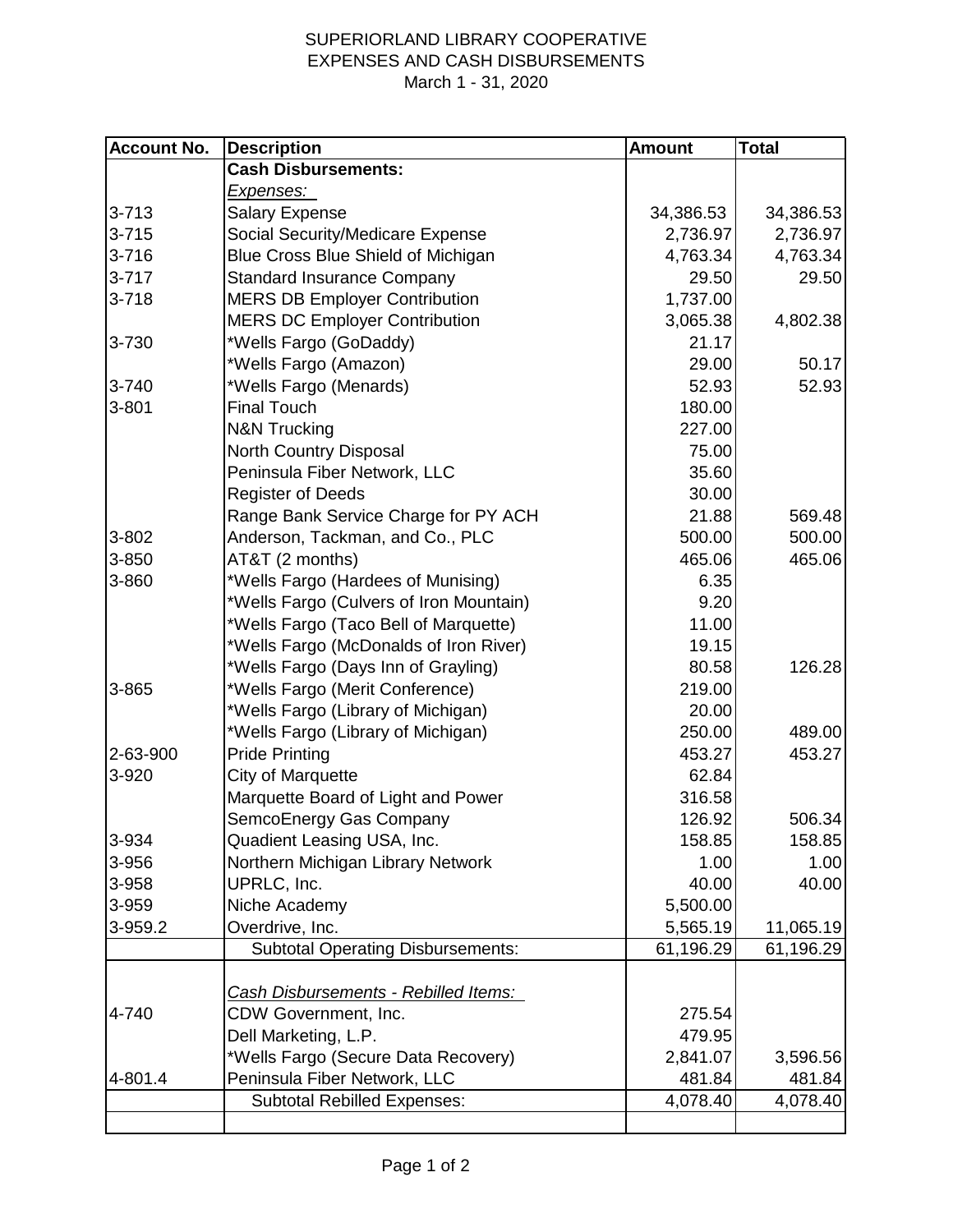# SUPERIORLAND LIBRARY COOPERATIVE
## EXPENSES AND CASH DISBURSEMENTS
March 1 - 31, 2020

| Account No. | Description | Amount | Total |
|---|---|---|---|
| | **Cash Disbursements:** | | |
| | *Expenses:* | | |
| 3-713 | Salary Expense | 34,386.53 | 34,386.53 |
| 3-715 | Social Security/Medicare Expense | 2,736.97 | 2,736.97 |
| 3-716 | Blue Cross Blue Shield of Michigan | 4,763.34 | 4,763.34 |
| 3-717 | Standard Insurance Company | 29.50 | 29.50 |
| 3-718 | MERS DB Employer Contribution | 1,737.00 | |
| | MERS DC Employer Contribution | 3,065.38 | 4,802.38 |
| 3-730 | *Wells Fargo (GoDaddy) | 21.17 | |
| | *Wells Fargo (Amazon) | 29.00 | 50.17 |
| 3-740 | *Wells Fargo (Menards) | 52.93 | 52.93 |
| 3-801 | Final Touch | 180.00 | |
| | N&N Trucking | 227.00 | |
| | North Country Disposal | 75.00 | |
| | Peninsula Fiber Network, LLC | 35.60 | |
| | Register of Deeds | 30.00 | |
| | Range Bank Service Charge for PY ACH | 21.88 | 569.48 |
| 3-802 | Anderson, Tackman, and Co., PLC | 500.00 | 500.00 |
| 3-850 | AT&T (2 months) | 465.06 | 465.06 |
| 3-860 | *Wells Fargo (Hardees of Munising) | 6.35 | |
| | *Wells Fargo (Culvers of Iron Mountain) | 9.20 | |
| | *Wells Fargo (Taco Bell of Marquette) | 11.00 | |
| | *Wells Fargo (McDonalds of Iron River) | 19.15 | |
| | *Wells Fargo (Days Inn of Grayling) | 80.58 | 126.28 |
| 3-865 | *Wells Fargo (Merit Conference) | 219.00 | |
| | *Wells Fargo (Library of Michigan) | 20.00 | |
| | *Wells Fargo (Library of Michigan) | 250.00 | 489.00 |
| 2-63-900 | Pride Printing | 453.27 | 453.27 |
| 3-920 | City of Marquette | 62.84 | |
| | Marquette Board of Light and Power | 316.58 | |
| | SemcoEnergy Gas Company | 126.92 | 506.34 |
| 3-934 | Quadient Leasing USA, Inc. | 158.85 | 158.85 |
| 3-956 | Northern Michigan Library Network | 1.00 | 1.00 |
| 3-958 | UPRLC, Inc. | 40.00 | 40.00 |
| 3-959 | Niche Academy | 5,500.00 | |
| 3-959.2 | Overdrive, Inc. | 5,565.19 | 11,065.19 |
| | Subtotal Operating Disbursements: | 61,196.29 | 61,196.29 |
| | | | |
| | *Cash Disbursements - Rebilled Items:* | | |
| 4-740 | CDW Government, Inc. | 275.54 | |
| | Dell Marketing, L.P. | 479.95 | |
| | *Wells Fargo (Secure Data Recovery) | 2,841.07 | 3,596.56 |
| 4-801.4 | Peninsula Fiber Network, LLC | 481.84 | 481.84 |
| | Subtotal Rebilled Expenses: | 4,078.40 | 4,078.40 |
| | | | |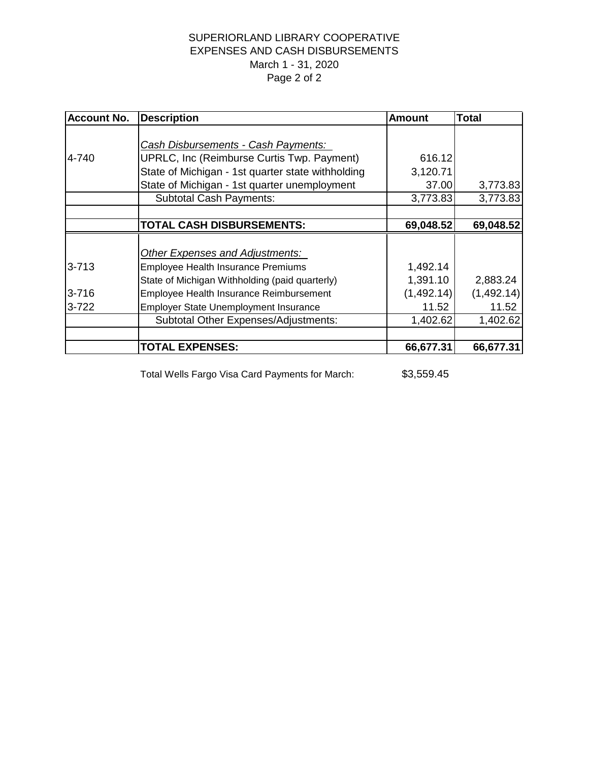SUPERIORLAND LIBRARY COOPERATIVE
EXPENSES AND CASH DISBURSEMENTS
March 1 - 31, 2020

| Account No. | Description | Amount | Total |
|---|---|---|---|
| | *Cash Disbursements - Cash Payments:* | | |
| 4-740 | UPRLC, Inc (Reimburse Curtis Twp. Payment) | 616.12 | |
| | State of Michigan - 1st quarter state withholding | 3,120.71 | |
| | State of Michigan - 1st quarter unemployment | 37.00 | 3,773.83 |
| | Subtotal Cash Payments: | 3,773.83 | 3,773.83 |
| | | | |
| | **TOTAL CASH DISBURSEMENTS:** | **69,048.52** | **69,048.52** |
| | *Other Expenses and Adjustments:* | | |
| 3-713 | Employee Health Insurance Premiums | 1,492.14 | |
| | State of Michigan Withholding (paid quarterly) | 1,391.10 | 2,883.24 |
| 3-716 | Employee Health Insurance Reimbursement | (1,492.14) | (1,492.14) |
| 3-722 | Employer State Unemployment Insurance | 11.52 | 11.52 |
| | Subtotal Other Expenses/Adjustments: | 1,402.62 | 1,402.62 |
| | | | |
| | **TOTAL EXPENSES:** | **66,677.31** | **66,677.31** |

Total Wells Fargo Visa Card Payments for March: $3,559.45